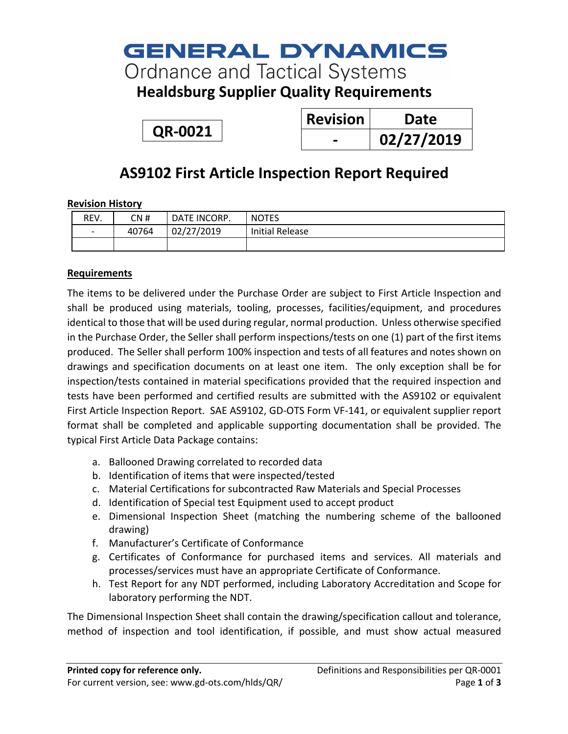# GENERAL DYNAMICS
## Ordnance and Tactical Systems
## Healdsburg Supplier Quality Requirements

**QR-0021**

| Revision | Date |
|---|---|
| - | 02/27/2019 |

# AS9102 First Article Inspection Report Required

**Revision History**

| REV. | CN # | DATE INCORP. | NOTES |
|---|---|---|---|
| - | 40764 | 02/27/2019 | Initial Release |
| | | | |

**Requirements**

The items to be delivered under the Purchase Order are subject to First Article Inspection and shall be produced using materials, tooling, processes, facilities/equipment, and procedures identical to those that will be used during regular, normal production. Unless otherwise specified in the Purchase Order, the Seller shall perform inspections/tests on one (1) part of the first items produced. The Seller shall perform 100% inspection and tests of all features and notes shown on drawings and specification documents on at least one item. The only exception shall be for inspection/tests contained in material specifications provided that the required inspection and tests have been performed and certified results are submitted with the AS9102 or equivalent First Article Inspection Report. SAE AS9102, GD-OTS Form VF-141, or equivalent supplier report format shall be completed and applicable supporting documentation shall be provided. The typical First Article Data Package contains:

a. Ballooned Drawing correlated to recorded data
b. Identification of items that were inspected/tested
c. Material Certifications for subcontracted Raw Materials and Special Processes
d. Identification of Special test Equipment used to accept product
e. Dimensional Inspection Sheet (matching the numbering scheme of the ballooned drawing)
f. Manufacturer's Certificate of Conformance
g. Certificates of Conformance for purchased items and services. All materials and processes/services must have an appropriate Certificate of Conformance.
h. Test Report for any NDT performed, including Laboratory Accreditation and Scope for laboratory performing the NDT.

The Dimensional Inspection Sheet shall contain the drawing/specification callout and tolerance, method of inspection and tool identification, if possible, and must show actual measured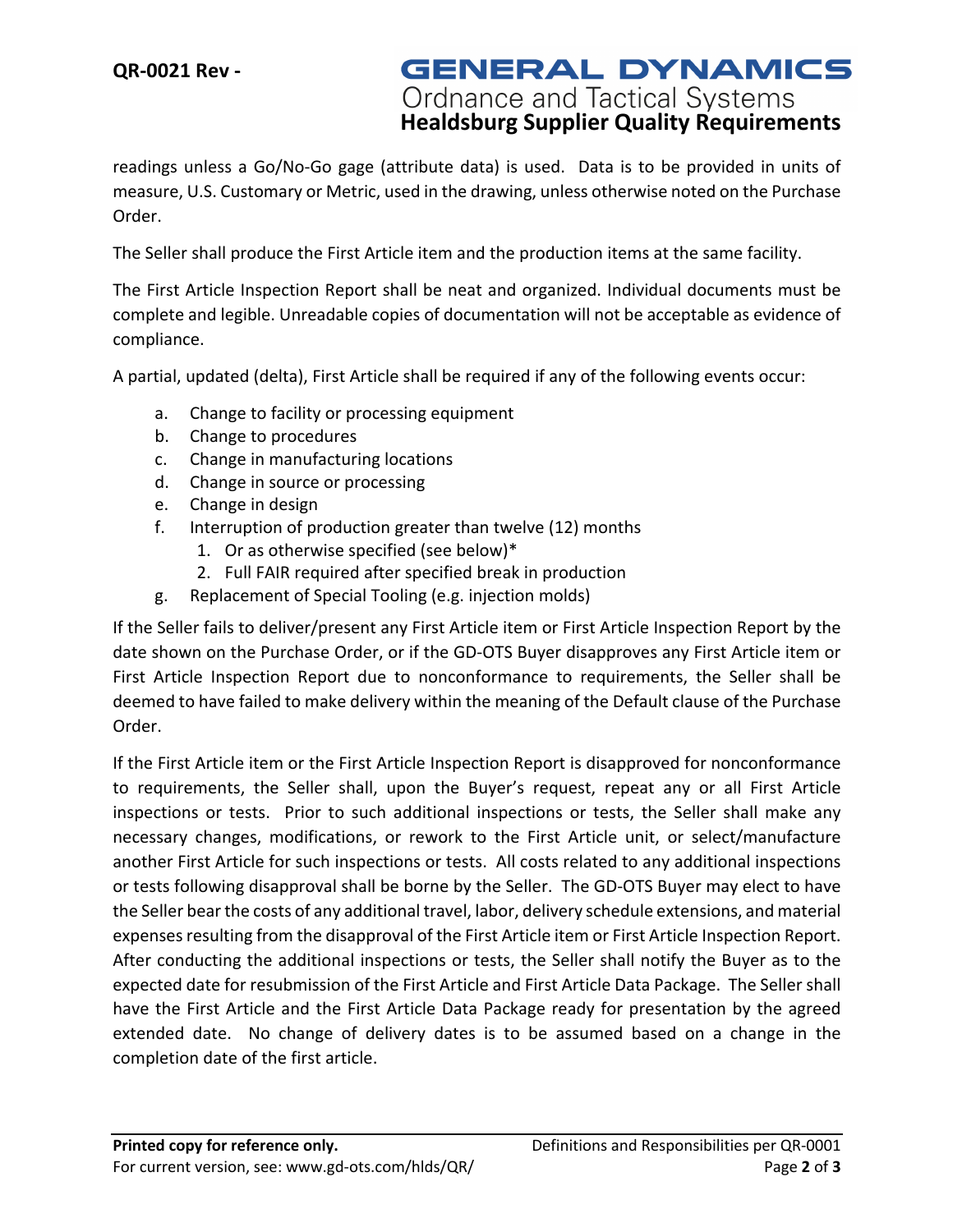readings unless a Go/No-Go gage (attribute data) is used. Data is to be provided in units of measure, U.S. Customary or Metric, used in the drawing, unless otherwise noted on the Purchase Order.

The Seller shall produce the First Article item and the production items at the same facility.

The First Article Inspection Report shall be neat and organized. Individual documents must be complete and legible. Unreadable copies of documentation will not be acceptable as evidence of compliance.

A partial, updated (delta), First Article shall be required if any of the following events occur:

- a. Change to facility or processing equipment
- b. Change to procedures
- c. Change in manufacturing locations
- d. Change in source or processing
- e. Change in design
- f. Interruption of production greater than twelve (12) months
  1. Or as otherwise specified (see below)*
  2. Full FAIR required after specified break in production
- g. Replacement of Special Tooling (e.g. injection molds)

If the Seller fails to deliver/present any First Article item or First Article Inspection Report by the date shown on the Purchase Order, or if the GD-OTS Buyer disapproves any First Article item or First Article Inspection Report due to nonconformance to requirements, the Seller shall be deemed to have failed to make delivery within the meaning of the Default clause of the Purchase Order.

If the First Article item or the First Article Inspection Report is disapproved for nonconformance to requirements, the Seller shall, upon the Buyer's request, repeat any or all First Article inspections or tests. Prior to such additional inspections or tests, the Seller shall make any necessary changes, modifications, or rework to the First Article unit, or select/manufacture another First Article for such inspections or tests. All costs related to any additional inspections or tests following disapproval shall be borne by the Seller. The GD-OTS Buyer may elect to have the Seller bear the costs of any additional travel, labor, delivery schedule extensions, and material expenses resulting from the disapproval of the First Article item or First Article Inspection Report. After conducting the additional inspections or tests, the Seller shall notify the Buyer as to the expected date for resubmission of the First Article and First Article Data Package. The Seller shall have the First Article and the First Article Data Package ready for presentation by the agreed extended date. No change of delivery dates is to be assumed based on a change in the completion date of the first article.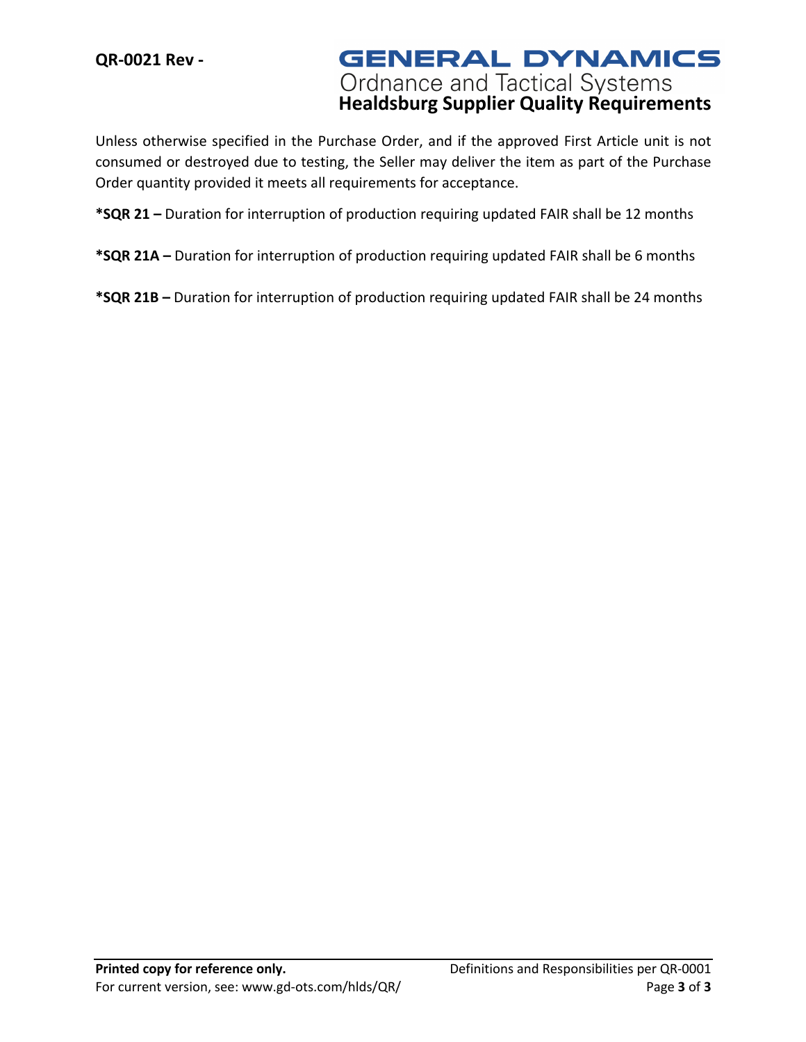Unless otherwise specified in the Purchase Order, and if the approved First Article unit is not consumed or destroyed due to testing, the Seller may deliver the item as part of the Purchase Order quantity provided it meets all requirements for acceptance.

**\*SQR 21 –** Duration for interruption of production requiring updated FAIR shall be 12 months

**\*SQR 21A –** Duration for interruption of production requiring updated FAIR shall be 6 months

**\*SQR 21B –** Duration for interruption of production requiring updated FAIR shall be 24 months